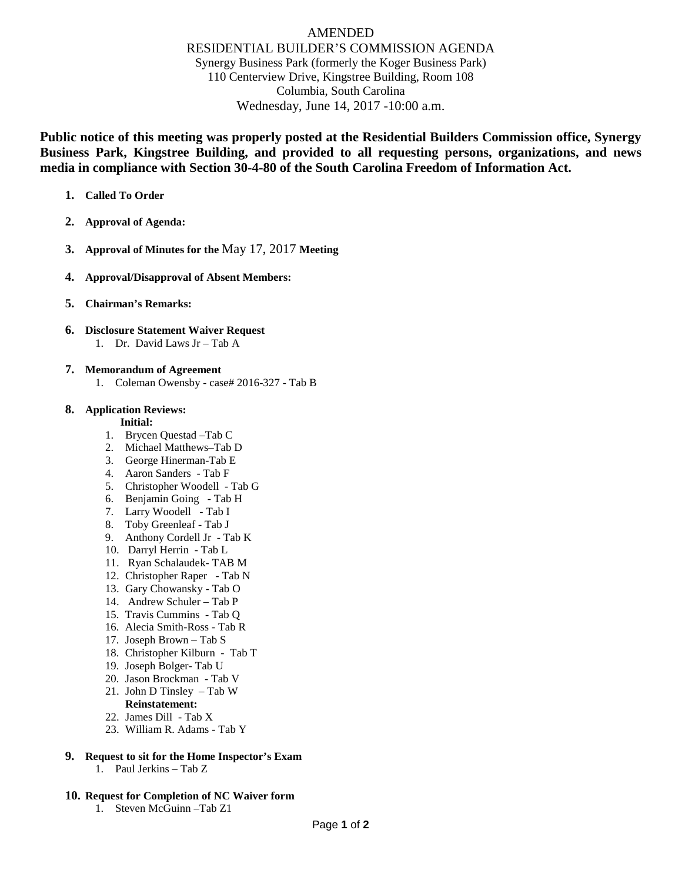# AMENDED

## RESIDENTIAL BUILDER'S COMMISSION AGENDA

Synergy Business Park (formerly the Koger Business Park)
110 Centerview Drive, Kingstree Building, Room 108
Columbia, South Carolina
Wednesday, June 14, 2017 -10:00 a.m.

**Public notice of this meeting was properly posted at the Residential Builders Commission office, Synergy Business Park, Kingstree Building, and provided to all requesting persons, organizations, and news media in compliance with Section 30-4-80 of the South Carolina Freedom of Information Act.**

1. **Called To Order**

2. **Approval of Agenda:**

3. **Approval of Minutes for the** May 17, 2017 **Meeting**

4. **Approval/Disapproval of Absent Members:**

5. **Chairman's Remarks:**

6. **Disclosure Statement Waiver Request**
   1. Dr. David Laws Jr – Tab A

7. **Memorandum of Agreement**
   1. Coleman Owensby - case# 2016-327 - Tab B

8. **Application Reviews:**

   **Initial:**
   1. Brycen Questad –Tab C
   2. Michael Matthews–Tab D
   3. George Hinerman-Tab E
   4. Aaron Sanders - Tab F
   5. Christopher Woodell - Tab G
   6. Benjamin Going - Tab H
   7. Larry Woodell - Tab I
   8. Toby Greenleaf - Tab J
   9. Anthony Cordell Jr - Tab K
   10. Darryl Herrin - Tab L
   11. Ryan Schalaudek- TAB M
   12. Christopher Raper - Tab N
   13. Gary Chowansky - Tab O
   14. Andrew Schuler – Tab P
   15. Travis Cummins - Tab Q
   16. Alecia Smith-Ross - Tab R
   17. Joseph Brown – Tab S
   18. Christopher Kilburn - Tab T
   19. Joseph Bolger- Tab U
   20. Jason Brockman - Tab V
   21. John D Tinsley – Tab W

   **Reinstatement:**

   22. James Dill - Tab X
   23. William R. Adams - Tab Y

9. **Request to sit for the Home Inspector's Exam**
   1. Paul Jerkins – Tab Z

10. **Request for Completion of NC Waiver form**
    1. Steven McGuinn –Tab Z1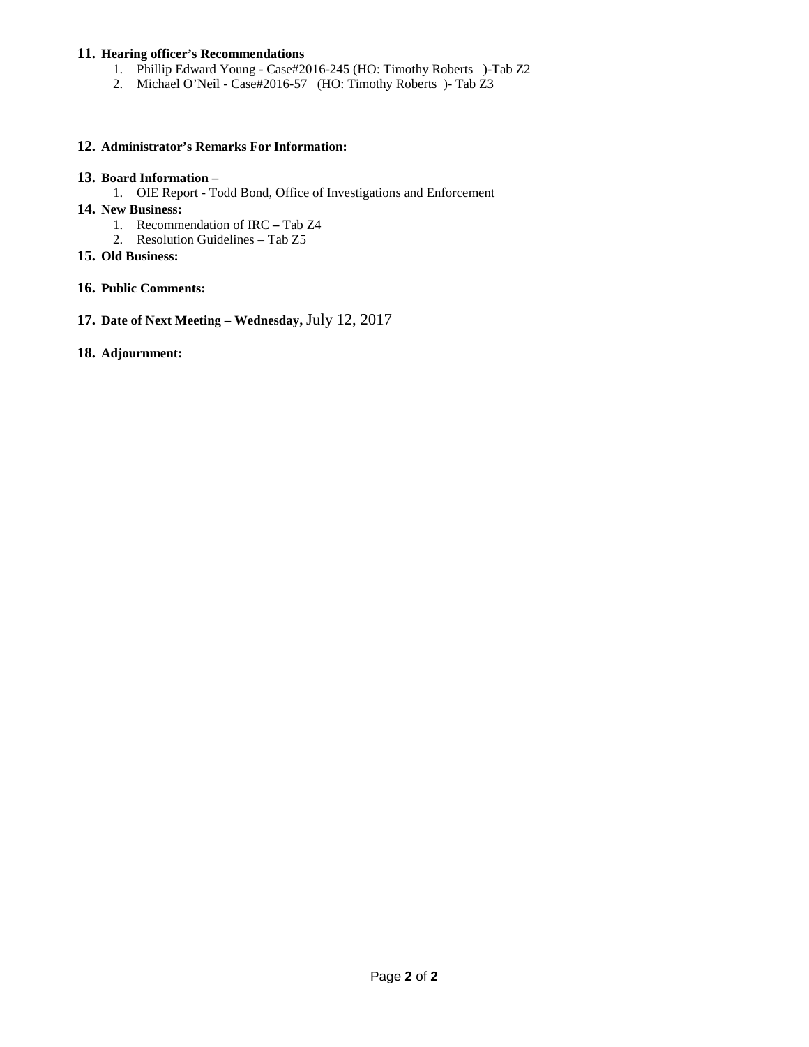**11. Hearing officer's Recommendations**

1. Phillip Edward Young - Case#2016-245 (HO: Timothy Roberts )-Tab Z2
2. Michael O'Neil - Case#2016-57 (HO: Timothy Roberts )- Tab Z3

**12. Administrator's Remarks For Information:**

**13. Board Information –**

1. OIE Report - Todd Bond, Office of Investigations and Enforcement

**14. New Business:**

1. Recommendation of IRC – Tab Z4
2. Resolution Guidelines – Tab Z5

**15. Old Business:**

**16. Public Comments:**

**17. Date of Next Meeting – Wednesday,** July 12, 2017

**18. Adjournment:**